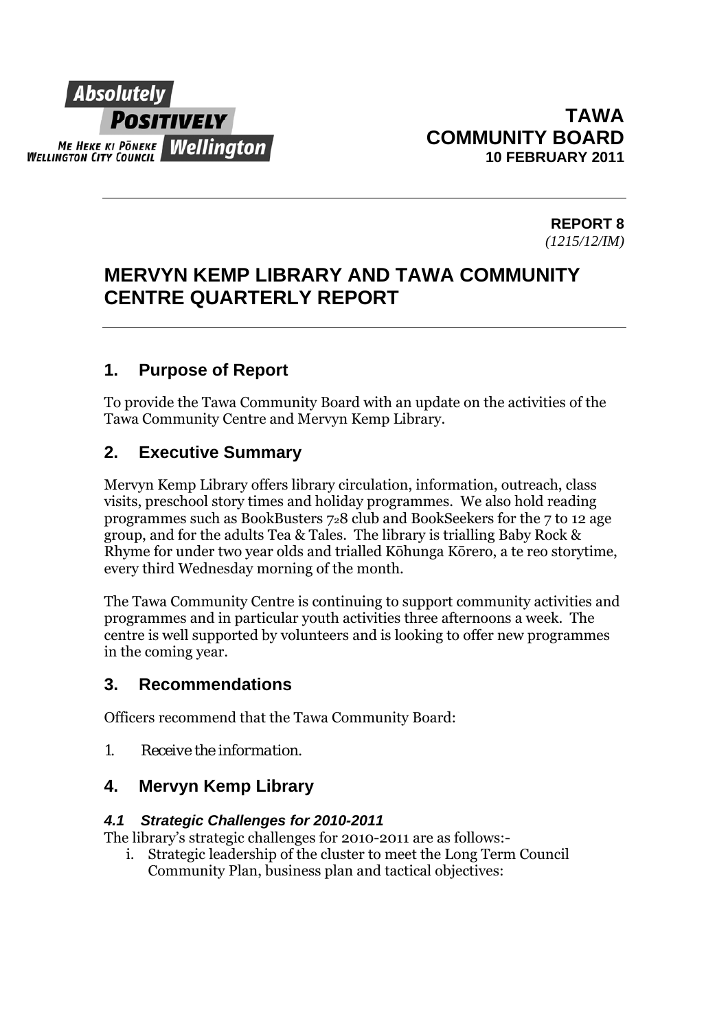Absolutely
POSITIVELY
ME HEKE KI PŌNEKE
WELLINGTON CITY COUNCIL Wellington

**TAWA COMMUNITY BOARD**
**10 FEBRUARY 2011**

---

**REPORT 8**
*(1215/12/IM)*

# MERVYN KEMP LIBRARY AND TAWA COMMUNITY CENTRE QUARTERLY REPORT

---

## 1. Purpose of Report

To provide the Tawa Community Board with an update on the activities of the Tawa Community Centre and Mervyn Kemp Library.

## 2. Executive Summary

Mervyn Kemp Library offers library circulation, information, outreach, class visits, preschool story times and holiday programmes. We also hold reading programmes such as BookBusters 7$_2$8 club and BookSeekers for the 7 to 12 age group, and for the adults Tea & Tales. The library is trialling Baby Rock & Rhyme for under two year olds and trialled Kōhunga Kōrero, a te reo storytime, every third Wednesday morning of the month.

The Tawa Community Centre is continuing to support community activities and programmes and in particular youth activities three afternoons a week. The centre is well supported by volunteers and is looking to offer new programmes in the coming year.

## 3. Recommendations

Officers recommend that the Tawa Community Board:

1. *Receive the information.*

## 4. Mervyn Kemp Library

### *4.1 Strategic Challenges for 2010-2011*

The library's strategic challenges for 2010-2011 are as follows:-

i. Strategic leadership of the cluster to meet the Long Term Council Community Plan, business plan and tactical objectives: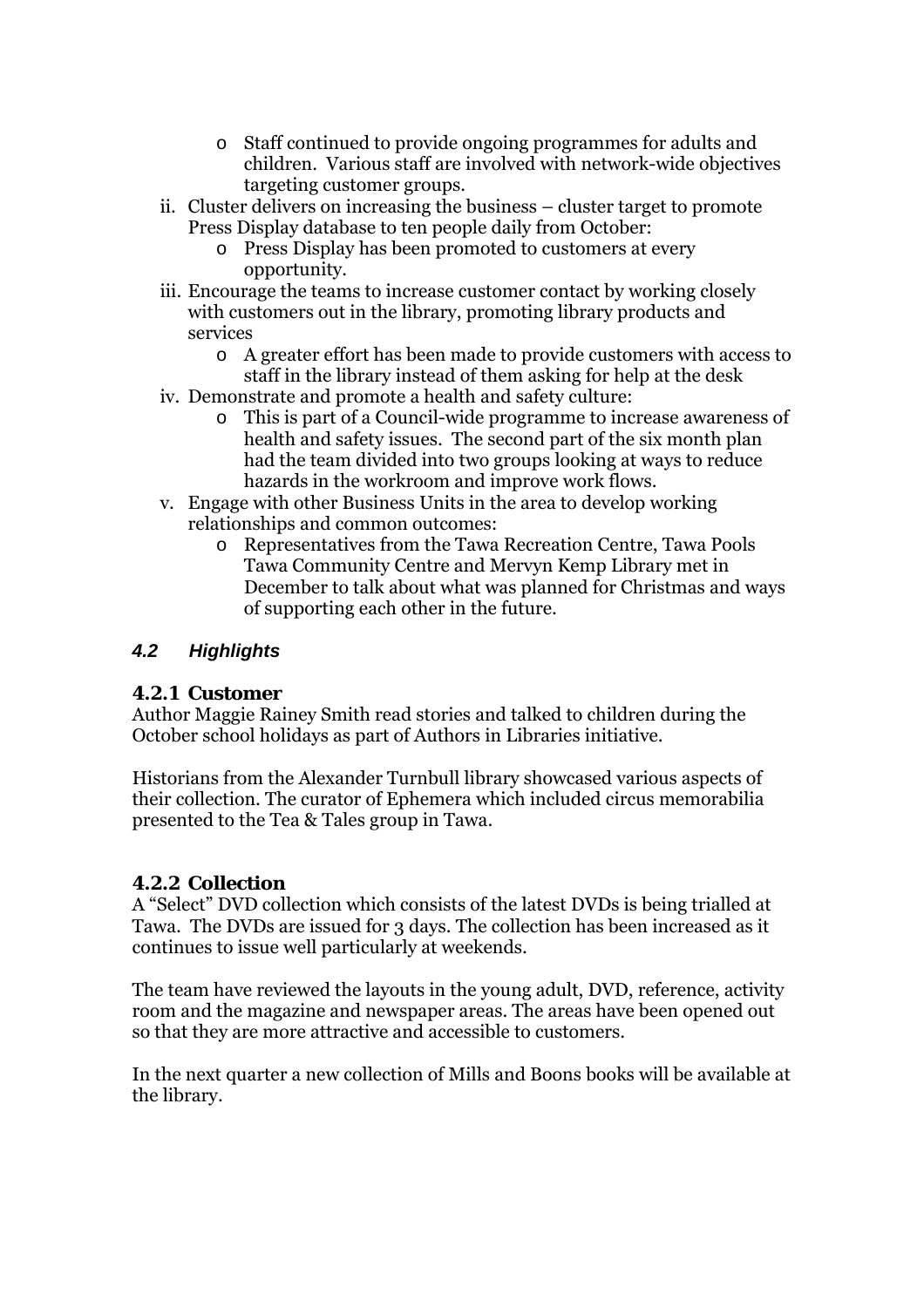- Staff continued to provide ongoing programmes for adults and children. Various staff are involved with network-wide objectives targeting customer groups.

ii. Cluster delivers on increasing the business – cluster target to promote Press Display database to ten people daily from October:
   - Press Display has been promoted to customers at every opportunity.

iii. Encourage the teams to increase customer contact by working closely with customers out in the library, promoting library products and services
   - A greater effort has been made to provide customers with access to staff in the library instead of them asking for help at the desk

iv. Demonstrate and promote a health and safety culture:
   - This is part of a Council-wide programme to increase awareness of health and safety issues. The second part of the six month plan had the team divided into two groups looking at ways to reduce hazards in the workroom and improve work flows.

v. Engage with other Business Units in the area to develop working relationships and common outcomes:
   - Representatives from the Tawa Recreation Centre, Tawa Pools Tawa Community Centre and Mervyn Kemp Library met in December to talk about what was planned for Christmas and ways of supporting each other in the future.

## *4.2 Highlights*

### 4.2.1 Customer

Author Maggie Rainey Smith read stories and talked to children during the October school holidays as part of Authors in Libraries initiative.

Historians from the Alexander Turnbull library showcased various aspects of their collection. The curator of Ephemera which included circus memorabilia presented to the Tea & Tales group in Tawa.

### 4.2.2 Collection

A "Select" DVD collection which consists of the latest DVDs is being trialled at Tawa. The DVDs are issued for 3 days. The collection has been increased as it continues to issue well particularly at weekends.

The team have reviewed the layouts in the young adult, DVD, reference, activity room and the magazine and newspaper areas. The areas have been opened out so that they are more attractive and accessible to customers.

In the next quarter a new collection of Mills and Boons books will be available at the library.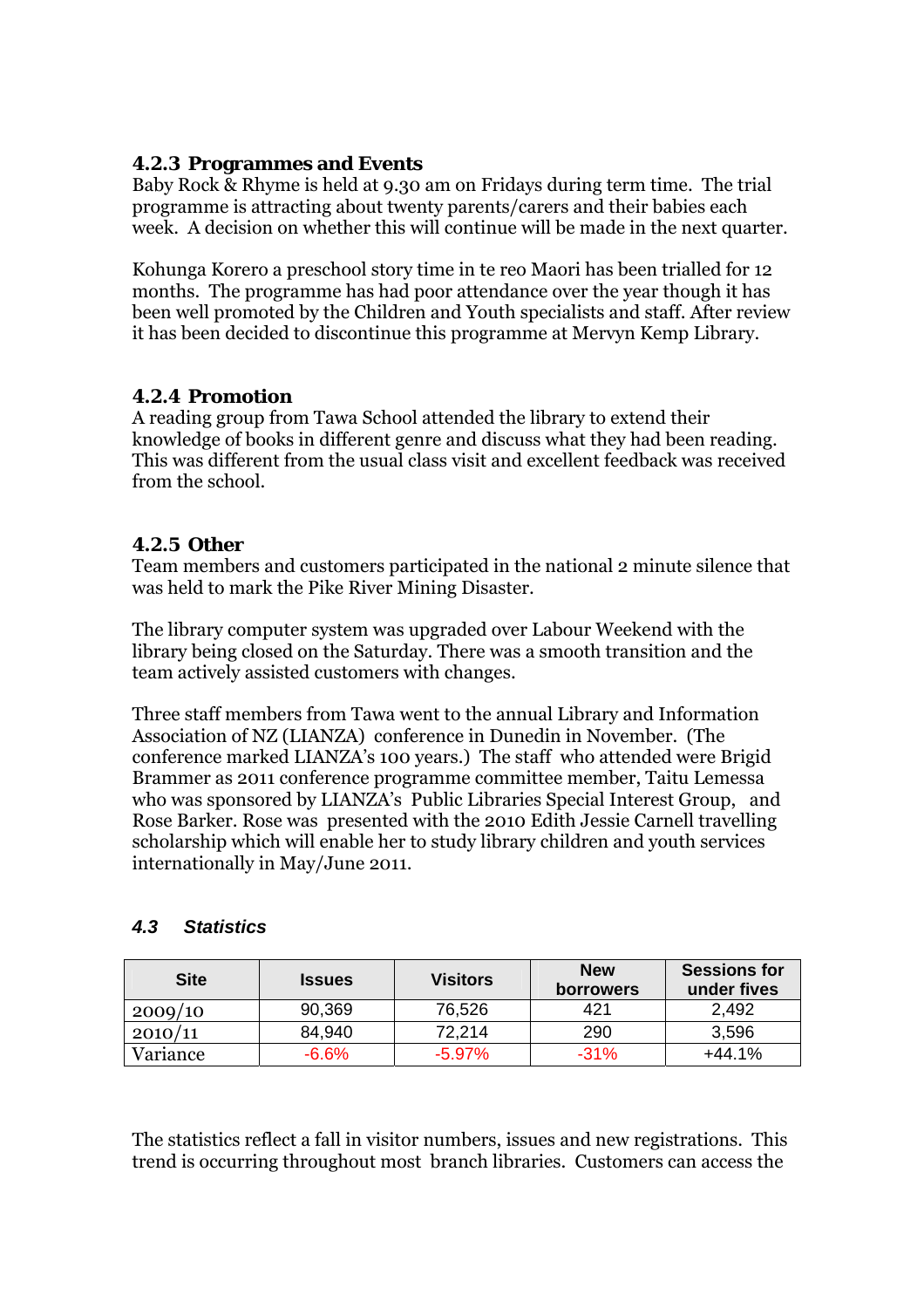### 4.2.3 Programmes and Events

Baby Rock & Rhyme is held at 9.30 am on Fridays during term time. The trial programme is attracting about twenty parents/carers and their babies each week. A decision on whether this will continue will be made in the next quarter.

Kohunga Korero a preschool story time in te reo Maori has been trialled for 12 months. The programme has had poor attendance over the year though it has been well promoted by the Children and Youth specialists and staff. After review it has been decided to discontinue this programme at Mervyn Kemp Library.

### 4.2.4 Promotion

A reading group from Tawa School attended the library to extend their knowledge of books in different genre and discuss what they had been reading. This was different from the usual class visit and excellent feedback was received from the school.

### 4.2.5 Other

Team members and customers participated in the national 2 minute silence that was held to mark the Pike River Mining Disaster.

The library computer system was upgraded over Labour Weekend with the library being closed on the Saturday. There was a smooth transition and the team actively assisted customers with changes.

Three staff members from Tawa went to the annual Library and Information Association of NZ (LIANZA) conference in Dunedin in November. (The conference marked LIANZA's 100 years.) The staff who attended were Brigid Brammer as 2011 conference programme committee member, Taitu Lemessa who was sponsored by LIANZA's Public Libraries Special Interest Group, and Rose Barker. Rose was presented with the 2010 Edith Jessie Carnell travelling scholarship which will enable her to study library children and youth services internationally in May/June 2011.

### *4.3 Statistics*

| Site | Issues | Visitors | New borrowers | Sessions for under fives |
|---|---|---|---|---|
| 2009/10 | 90,369 | 76,526 | 421 | 2,492 |
| 2010/11 | 84,940 | 72,214 | 290 | 3,596 |
| Variance | -6.6% | -5.97% | -31% | +44.1% |

The statistics reflect a fall in visitor numbers, issues and new registrations. This trend is occurring throughout most branch libraries. Customers can access the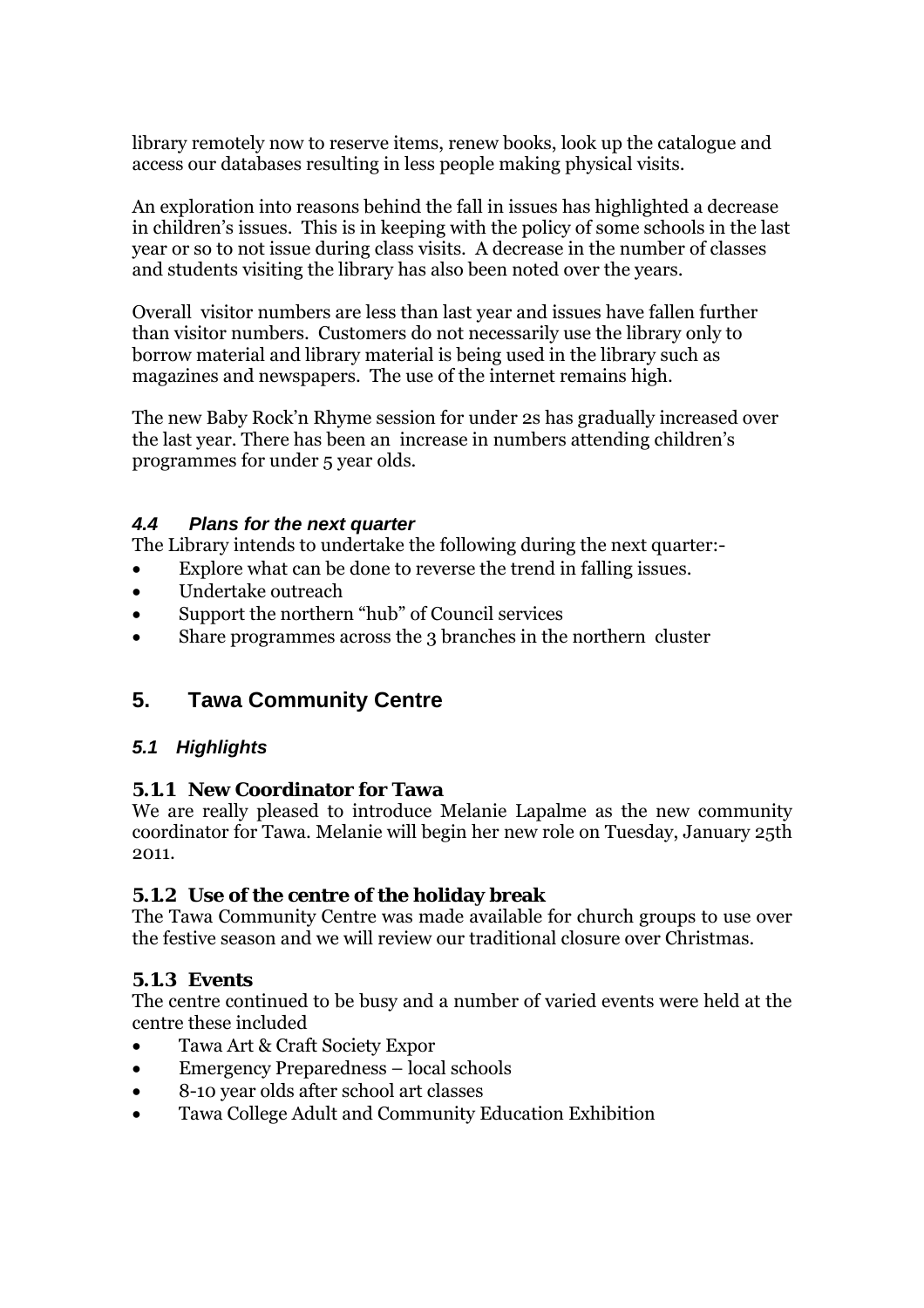library remotely now to reserve items, renew books, look up the catalogue and access our databases resulting in less people making physical visits.

An exploration into reasons behind the fall in issues has highlighted a decrease in children's issues. This is in keeping with the policy of some schools in the last year or so to not issue during class visits. A decrease in the number of classes and students visiting the library has also been noted over the years.

Overall visitor numbers are less than last year and issues have fallen further than visitor numbers. Customers do not necessarily use the library only to borrow material and library material is being used in the library such as magazines and newspapers. The use of the internet remains high.

The new Baby Rock'n Rhyme session for under 2s has gradually increased over the last year. There has been an increase in numbers attending children's programmes for under 5 year olds.

### *4.4 Plans for the next quarter*

The Library intends to undertake the following during the next quarter:-

- Explore what can be done to reverse the trend in falling issues.
- Undertake outreach
- Support the northern "hub" of Council services
- Share programmes across the 3 branches in the northern cluster

## 5. Tawa Community Centre

### *5.1 Highlights*

#### 5.1.1 New Coordinator for Tawa

We are really pleased to introduce Melanie Lapalme as the new community coordinator for Tawa. Melanie will begin her new role on Tuesday, January 25th 2011.

#### 5.1.2 Use of the centre of the holiday break

The Tawa Community Centre was made available for church groups to use over the festive season and we will review our traditional closure over Christmas.

#### 5.1.3 Events

The centre continued to be busy and a number of varied events were held at the centre these included

- Tawa Art & Craft Society Expor
- Emergency Preparedness – local schools
- 8-10 year olds after school art classes
- Tawa College Adult and Community Education Exhibition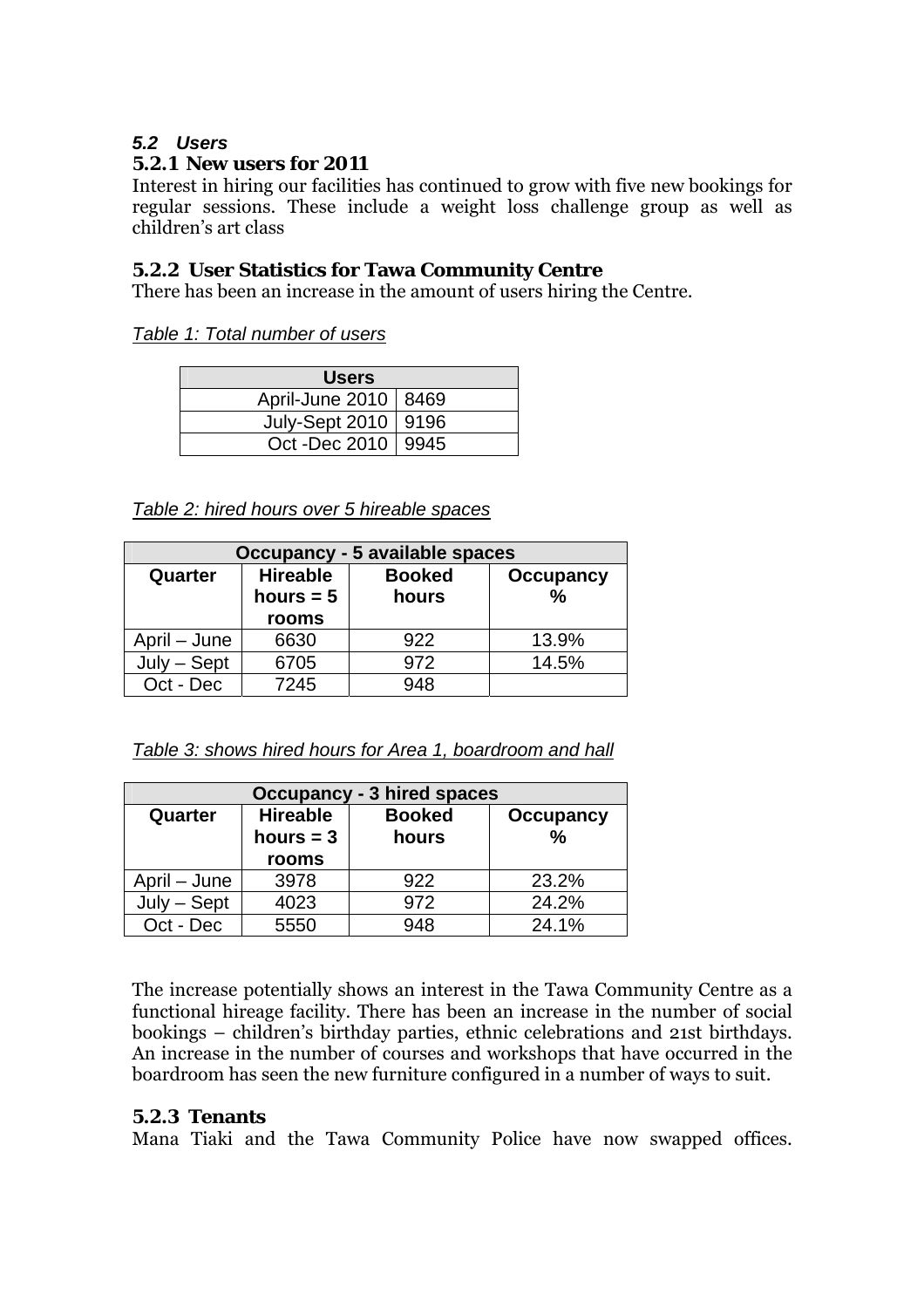### *5.2 Users*

#### 5.2.1 New users for 2011

Interest in hiring our facilities has continued to grow with five new bookings for regular sessions. These include a weight loss challenge group as well as children's art class

#### 5.2.2 User Statistics for Tawa Community Centre

There has been an increase in the amount of users hiring the Centre.

*Table 1: Total number of users*

| Users | |
|---|---|
| April-June 2010 | 8469 |
| July-Sept 2010 | 9196 |
| Oct -Dec 2010 | 9945 |

*Table 2: hired hours over 5 hireable spaces*

| Occupancy - 5 available spaces | | | |
|---|---|---|---|
| **Quarter** | **Hireable hours = 5 rooms** | **Booked hours** | **Occupancy %** |
| April – June | 6630 | 922 | 13.9% |
| July – Sept | 6705 | 972 | 14.5% |
| Oct - Dec | 7245 | 948 | |

*Table 3: shows hired hours for Area 1, boardroom and hall*

| Occupancy - 3 hired spaces | | | |
|---|---|---|---|
| **Quarter** | **Hireable hours = 3 rooms** | **Booked hours** | **Occupancy %** |
| April – June | 3978 | 922 | 23.2% |
| July – Sept | 4023 | 972 | 24.2% |
| Oct - Dec | 5550 | 948 | 24.1% |

The increase potentially shows an interest in the Tawa Community Centre as a functional hireage facility. There has been an increase in the number of social bookings – children's birthday parties, ethnic celebrations and 21st birthdays. An increase in the number of courses and workshops that have occurred in the boardroom has seen the new furniture configured in a number of ways to suit.

#### 5.2.3 Tenants

Mana Tiaki and the Tawa Community Police have now swapped offices.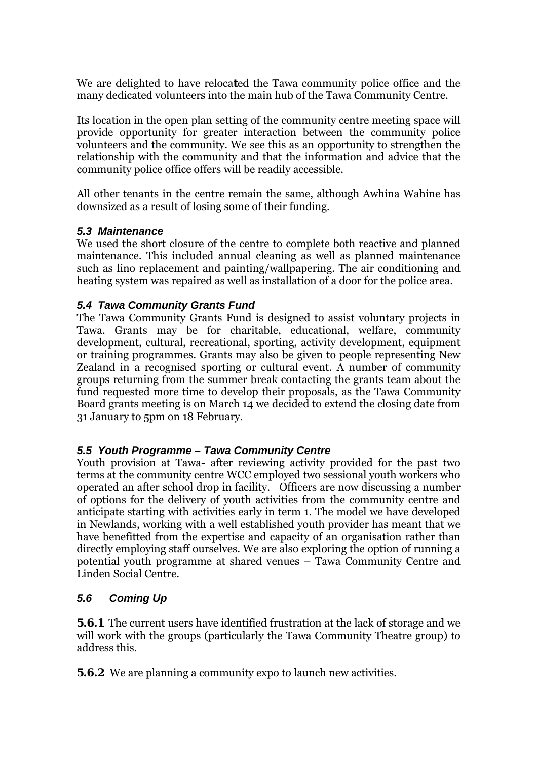We are delighted to have relocated the Tawa community police office and the many dedicated volunteers into the main hub of the Tawa Community Centre.

Its location in the open plan setting of the community centre meeting space will provide opportunity for greater interaction between the community police volunteers and the community. We see this as an opportunity to strengthen the relationship with the community and that the information and advice that the community police office offers will be readily accessible.

All other tenants in the centre remain the same, although Awhina Wahine has downsized as a result of losing some of their funding.

### *5.3 Maintenance*

We used the short closure of the centre to complete both reactive and planned maintenance. This included annual cleaning as well as planned maintenance such as lino replacement and painting/wallpapering. The air conditioning and heating system was repaired as well as installation of a door for the police area.

### *5.4 Tawa Community Grants Fund*

The Tawa Community Grants Fund is designed to assist voluntary projects in Tawa. Grants may be for charitable, educational, welfare, community development, cultural, recreational, sporting, activity development, equipment or training programmes. Grants may also be given to people representing New Zealand in a recognised sporting or cultural event. A number of community groups returning from the summer break contacting the grants team about the fund requested more time to develop their proposals, as the Tawa Community Board grants meeting is on March 14 we decided to extend the closing date from 31 January to 5pm on 18 February.

### *5.5 Youth Programme – Tawa Community Centre*

Youth provision at Tawa- after reviewing activity provided for the past two terms at the community centre WCC employed two sessional youth workers who operated an after school drop in facility. Officers are now discussing a number of options for the delivery of youth activities from the community centre and anticipate starting with activities early in term 1. The model we have developed in Newlands, working with a well established youth provider has meant that we have benefitted from the expertise and capacity of an organisation rather than directly employing staff ourselves. We are also exploring the option of running a potential youth programme at shared venues – Tawa Community Centre and Linden Social Centre.

### *5.6 Coming Up*

**5.6.1** The current users have identified frustration at the lack of storage and we will work with the groups (particularly the Tawa Community Theatre group) to address this.

**5.6.2** We are planning a community expo to launch new activities.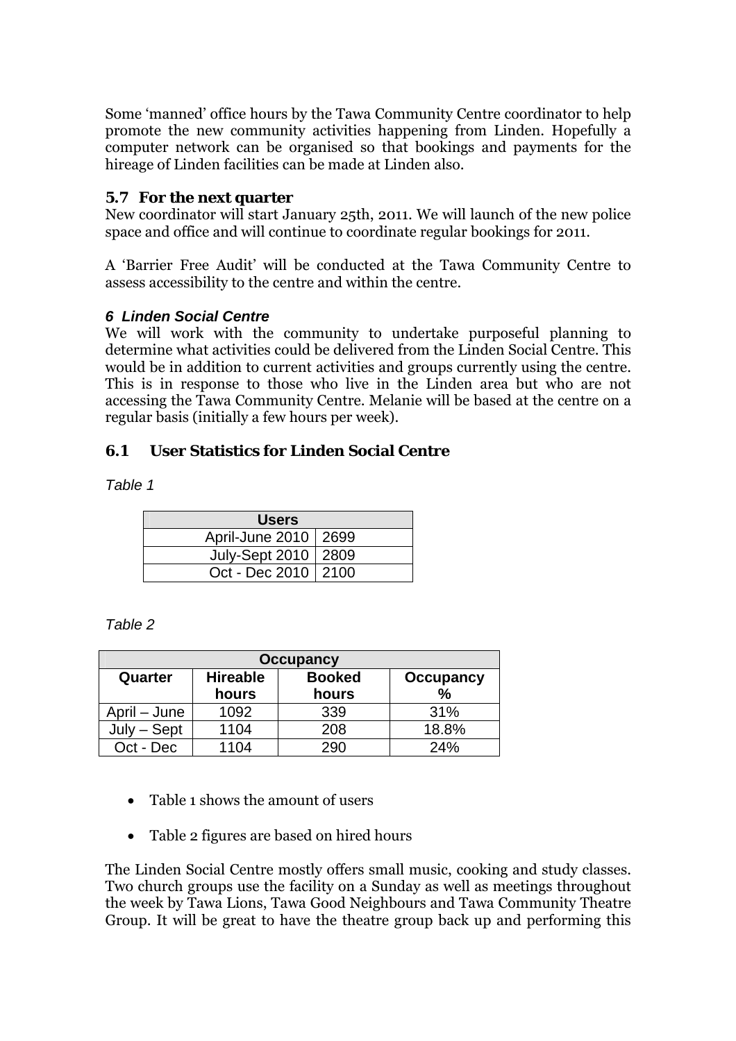Some 'manned' office hours by the Tawa Community Centre coordinator to help promote the new community activities happening from Linden. Hopefully a computer network can be organised so that bookings and payments for the hireage of Linden facilities can be made at Linden also.

### 5.7 For the next quarter

New coordinator will start January 25th, 2011. We will launch of the new police space and office and will continue to coordinate regular bookings for 2011.

A 'Barrier Free Audit' will be conducted at the Tawa Community Centre to assess accessibility to the centre and within the centre.

## *6 Linden Social Centre*

We will work with the community to undertake purposeful planning to determine what activities could be delivered from the Linden Social Centre. This would be in addition to current activities and groups currently using the centre. This is in response to those who live in the Linden area but who are not accessing the Tawa Community Centre. Melanie will be based at the centre on a regular basis (initially a few hours per week).

### 6.1 User Statistics for Linden Social Centre

*Table 1*

| Users | |
|---|---|
| April-June 2010 | 2699 |
| July-Sept 2010 | 2809 |
| Oct - Dec 2010 | 2100 |

*Table 2*

| Occupancy | | | |
|---|---|---|---|
| Quarter | Hireable hours | Booked hours | Occupancy % |
| April – June | 1092 | 339 | 31% |
| July – Sept | 1104 | 208 | 18.8% |
| Oct - Dec | 1104 | 290 | 24% |

- Table 1 shows the amount of users
- Table 2 figures are based on hired hours

The Linden Social Centre mostly offers small music, cooking and study classes. Two church groups use the facility on a Sunday as well as meetings throughout the week by Tawa Lions, Tawa Good Neighbours and Tawa Community Theatre Group. It will be great to have the theatre group back up and performing this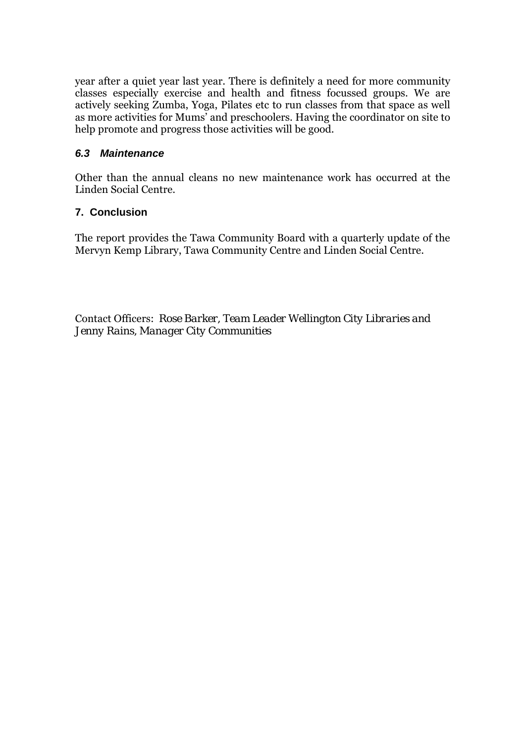year after a quiet year last year. There is definitely a need for more community classes especially exercise and health and fitness focussed groups. We are actively seeking Zumba, Yoga, Pilates etc to run classes from that space as well as more activities for Mums' and preschoolers. Having the coordinator on site to help promote and progress those activities will be good.

### *6.3 Maintenance*

Other than the annual cleans no new maintenance work has occurred at the Linden Social Centre.

## 7. Conclusion

The report provides the Tawa Community Board with a quarterly update of the Mervyn Kemp Library, Tawa Community Centre and Linden Social Centre.

Contact Officers: *Rose Barker, Team Leader Wellington City Libraries and Jenny Rains, Manager City Communities*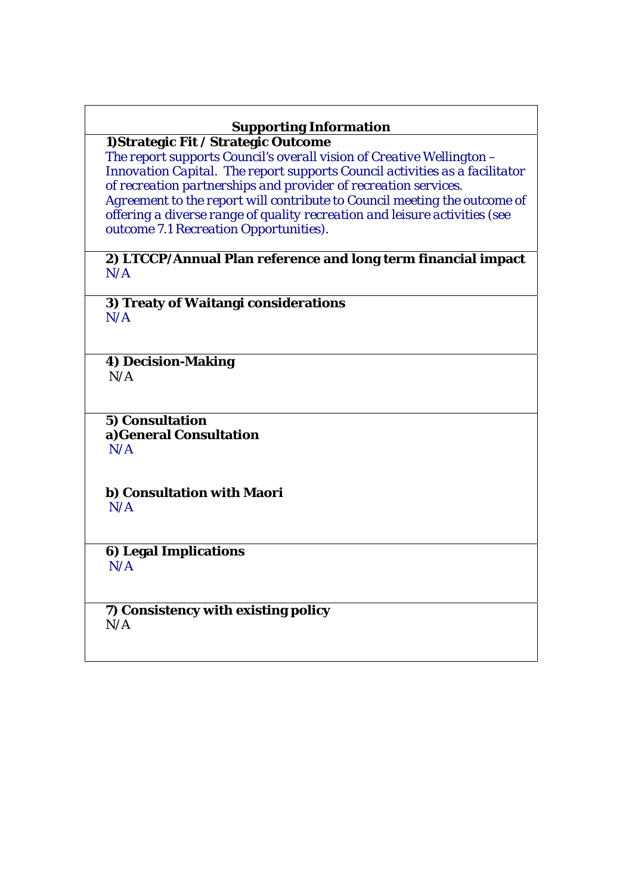## Supporting Information

**1)Strategic Fit / Strategic Outcome**

*The report supports Council's overall vision of Creative Wellington – Innovation Capital. The report supports Council activities as a facilitator of recreation partnerships and provider of recreation services. Agreement to the report will contribute to Council meeting the outcome of offering a diverse range of quality recreation and leisure activities (see outcome 7.1 Recreation Opportunities).*

**2) LTCCP/Annual Plan reference and long term financial impact**

N/A

**3) Treaty of Waitangi considerations**

N/A

**4) Decision-Making**

N/A

**5) Consultation**

**a)General Consultation**

N/A

**b) Consultation with Maori**

N/A

**6) Legal Implications**

N/A

**7) Consistency with existing policy**

N/A